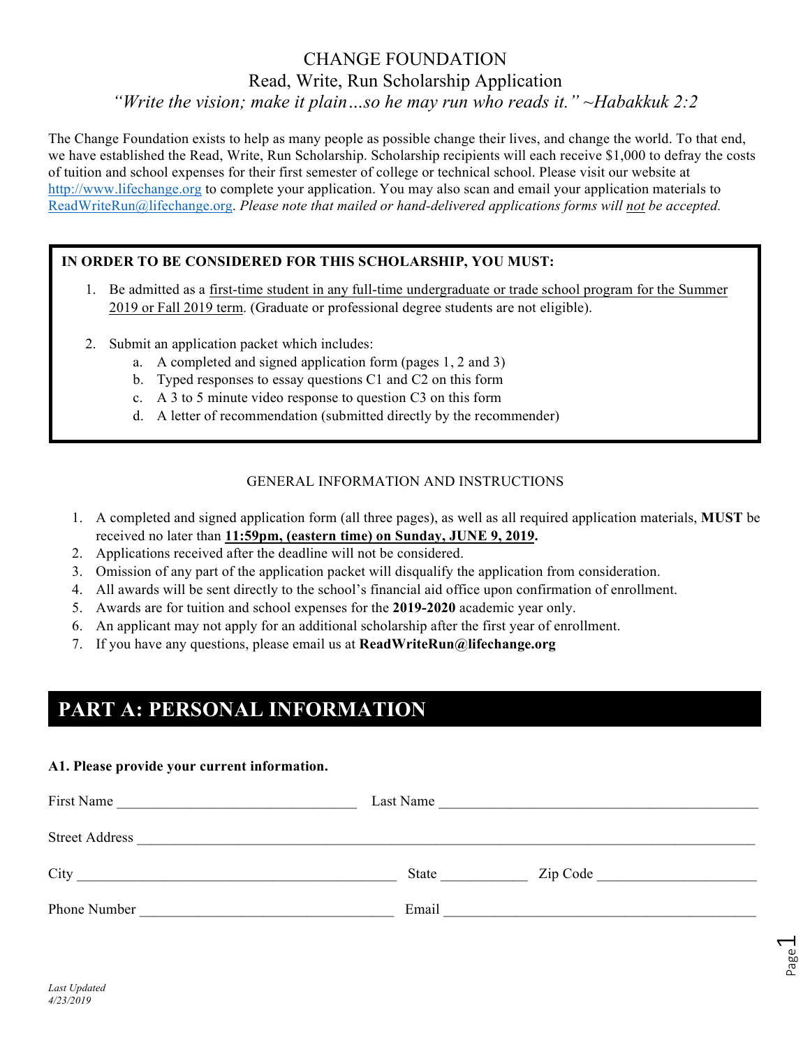# CHANGE FOUNDATION

## Read, Write, Run Scholarship Application

*"Write the vision; make it plain…so he may run who reads it." ~Habakkuk 2:2*

The Change Foundation exists to help as many people as possible change their lives, and change the world. To that end, we have established the Read, Write, Run Scholarship. Scholarship recipients will each receive $1,000 to defray the costs of tuition and school expenses for their first semester of college or technical school. Please visit our website at http://www.lifechange.org to complete your application. You may also scan and email your application materials to ReadWriteRun@lifechange.org. *Please note that mailed or hand-delivered applications forms will not be accepted.*

**IN ORDER TO BE CONSIDERED FOR THIS SCHOLARSHIP, YOU MUST:**

1. Be admitted as a first-time student in any full-time undergraduate or trade school program for the Summer 2019 or Fall 2019 term. (Graduate or professional degree students are not eligible).
2. Submit an application packet which includes:
   a. A completed and signed application form (pages 1, 2 and 3)
   b. Typed responses to essay questions C1 and C2 on this form
   c. A 3 to 5 minute video response to question C3 on this form
   d. A letter of recommendation (submitted directly by the recommender)

GENERAL INFORMATION AND INSTRUCTIONS

1. A completed and signed application form (all three pages), as well as all required application materials, **MUST** be received no later than **11:59pm, (eastern time) on Sunday, JUNE 9, 2019.**
2. Applications received after the deadline will not be considered.
3. Omission of any part of the application packet will disqualify the application from consideration.
4. All awards will be sent directly to the school's financial aid office upon confirmation of enrollment.
5. Awards are for tuition and school expenses for the **2019-2020** academic year only.
6. An applicant may not apply for an additional scholarship after the first year of enrollment.
7. If you have any questions, please email us at **ReadWriteRun@lifechange.org**

## PART A: PERSONAL INFORMATION

**A1. Please provide your current information.**

First Name ______________________ Last Name ______________________

Street Address ____________________________________________

City ______________________ State __________ Zip Code ______________

Phone Number ______________________ Email ______________________

*Last Updated 4/23/2019*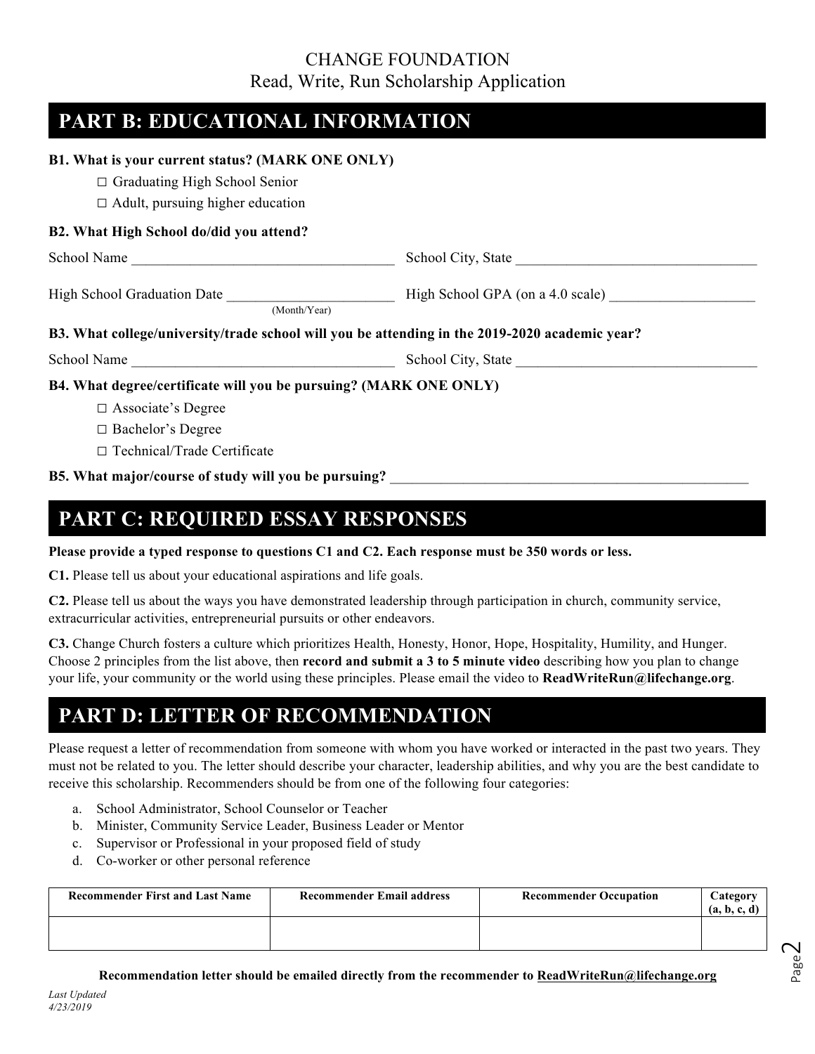CHANGE FOUNDATION
Read, Write, Run Scholarship Application

## PART B: EDUCATIONAL INFORMATION

**B1. What is your current status? (MARK ONE ONLY)**

- ☐ Graduating High School Senior
- ☐ Adult, pursuing higher education

**B2. What High School do/did you attend?**

School Name ___________________________________ School City, State _________________________________

High School Graduation Date ______________________ High School GPA (on a 4.0 scale) ___________________
(Month/Year)

**B3. What college/university/trade school will you be attending in the 2019-2020 academic year?**

School Name ___________________________________ School City, State _________________________________

**B4. What degree/certificate will you be pursuing? (MARK ONE ONLY)**

- ☐ Associate's Degree
- ☐ Bachelor's Degree
- ☐ Technical/Trade Certificate

**B5. What major/course of study will you be pursuing?** ___________________________________________________

## PART C: REQUIRED ESSAY RESPONSES

**Please provide a typed response to questions C1 and C2. Each response must be 350 words or less.**

**C1.** Please tell us about your educational aspirations and life goals.

**C2.** Please tell us about the ways you have demonstrated leadership through participation in church, community service, extracurricular activities, entrepreneurial pursuits or other endeavors.

**C3.** Change Church fosters a culture which prioritizes Health, Honesty, Honor, Hope, Hospitality, Humility, and Hunger. Choose 2 principles from the list above, then **record and submit a 3 to 5 minute video** describing how you plan to change your life, your community or the world using these principles. Please email the video to **ReadWriteRun@lifechange.org**.

## PART D: LETTER OF RECOMMENDATION

Please request a letter of recommendation from someone with whom you have worked or interacted in the past two years. They must not be related to you. The letter should describe your character, leadership abilities, and why you are the best candidate to receive this scholarship. Recommenders should be from one of the following four categories:

a. School Administrator, School Counselor or Teacher
b. Minister, Community Service Leader, Business Leader or Mentor
c. Supervisor or Professional in your proposed field of study
d. Co-worker or other personal reference

| Recommender First and Last Name | Recommender Email address | Recommender Occupation | Category (a, b, c, d) |
|---|---|---|---|
| | | | |

**Recommendation letter should be emailed directly from the recommender to ReadWriteRun@lifechange.org**

*Last Updated 4/23/2019*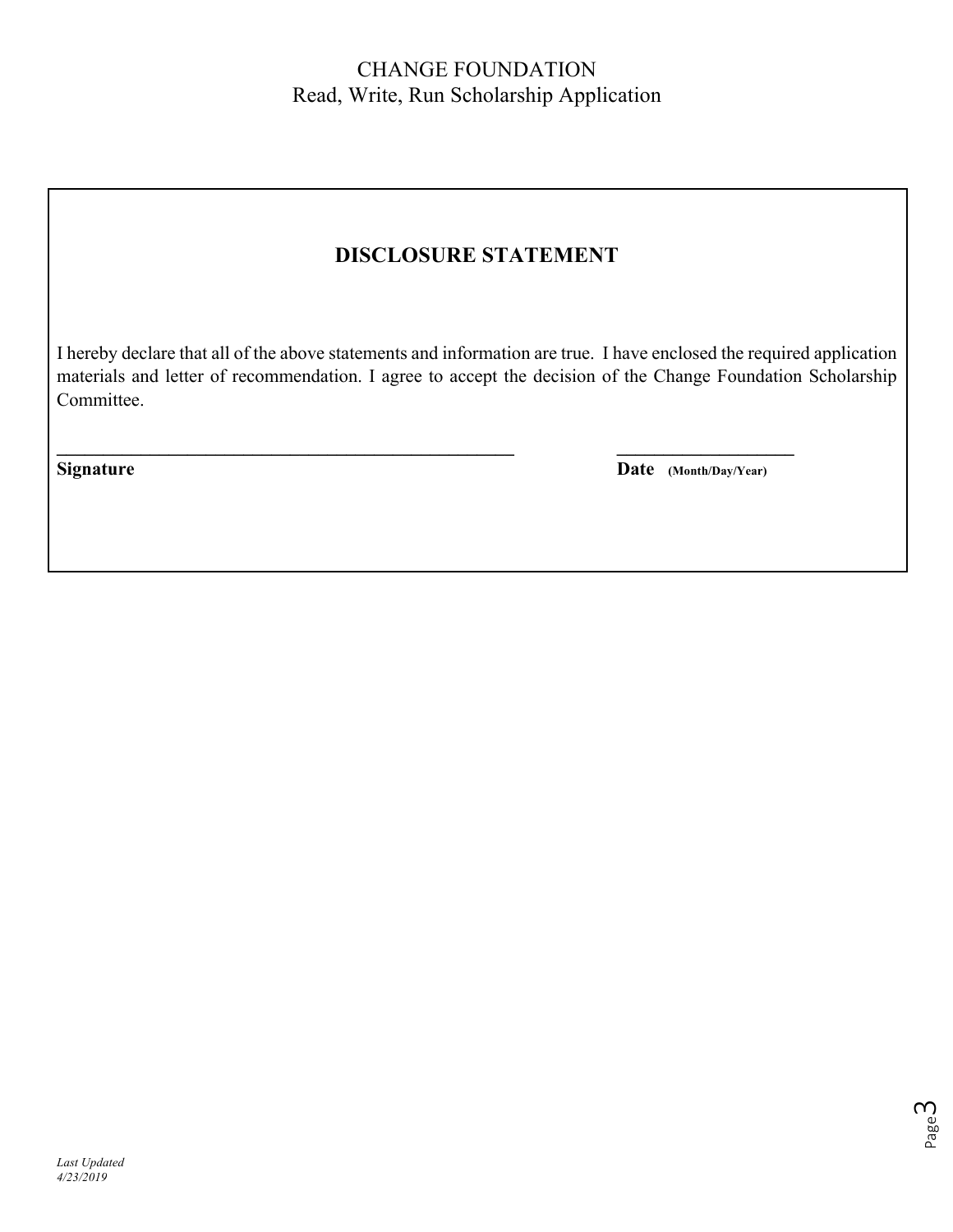## DISCLOSURE STATEMENT

I hereby declare that all of the above statements and information are true. I have enclosed the required application materials and letter of recommendation. I agree to accept the decision of the Change Foundation Scholarship Committee.

\_\_\_\_\_\_\_\_\_\_\_\_\_\_\_\_\_\_\_\_\_\_\_\_\_\_\_\_\_\_\_\_\_\_\_\_\_\_\_\_\_\_\_\_\_\_\_\_\_\_ \_\_\_\_\_\_\_\_\_\_\_\_\_\_\_\_\_\_\_\_

**Signature** **Date** **(Month/Day/Year)**

*Last Updated 4/23/2019*